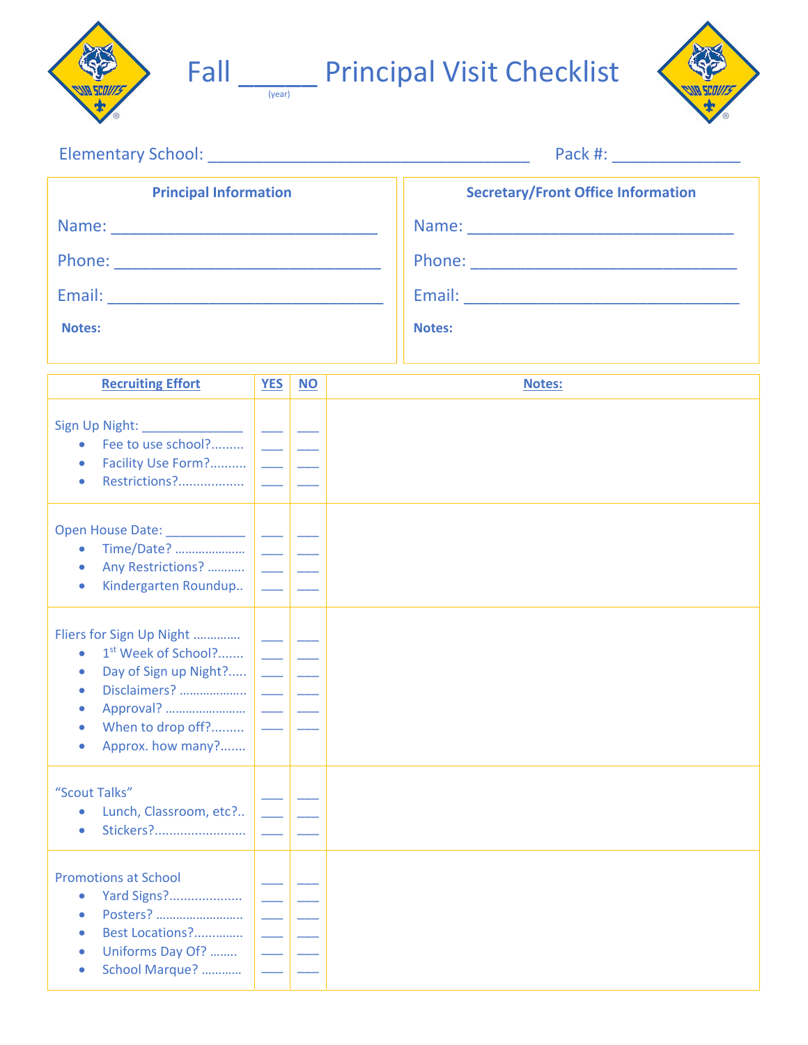# Fall _____ Principal Visit Checklist

(year)

Elementary School: ___________________________________ Pack #: ______________

| Principal Information | Secretary/Front Office Information |
| --- | --- |
| Name: ______________________________ | Name: ______________________________ |
| Phone: ______________________________ | Phone: ______________________________ |
| Email: ______________________________ | Email: ______________________________ |
| **Notes:** | **Notes:** |

| Recruiting Effort | YES | NO | Notes: |
| --- | --- | --- | --- |
| Sign Up Night: ______________ | ___ | ___ | |
| • Fee to use school?......... | ___ | ___ | |
| • Facility Use Form?.......... | ___ | ___ | |
| • Restrictions?................. | ___ | ___ | |
| Open House Date: ___________ | ___ | ___ | |
| • Time/Date? ..................... | ___ | ___ | |
| • Any Restrictions? .......... | ___ | ___ | |
| • Kindergarten Roundup.. | ___ | ___ | |
| Fliers for Sign Up Night ............. | ___ | ___ | |
| • 1st Week of School?....... | ___ | ___ | |
| • Day of Sign up Night?..... | ___ | ___ | |
| • Disclaimers? ................... | ___ | ___ | |
| • Approval? ....................... | ___ | ___ | |
| • When to drop off?......... | ___ | ___ | |
| • Approx. how many?....... | | | |
| "Scout Talks" | ___ | ___ | |
| • Lunch, Classroom, etc?.. | ___ | ___ | |
| • Stickers?........................ | ___ | ___ | |
| Promotions at School | ___ | ___ | |
| • Yard Signs?................... | ___ | ___ | |
| • Posters? ......................... | ___ | ___ | |
| • Best Locations?............. | ___ | ___ | |
| • Uniforms Day Of? ........ | ___ | ___ | |
| • School Marque? ........... | ___ | ___ | |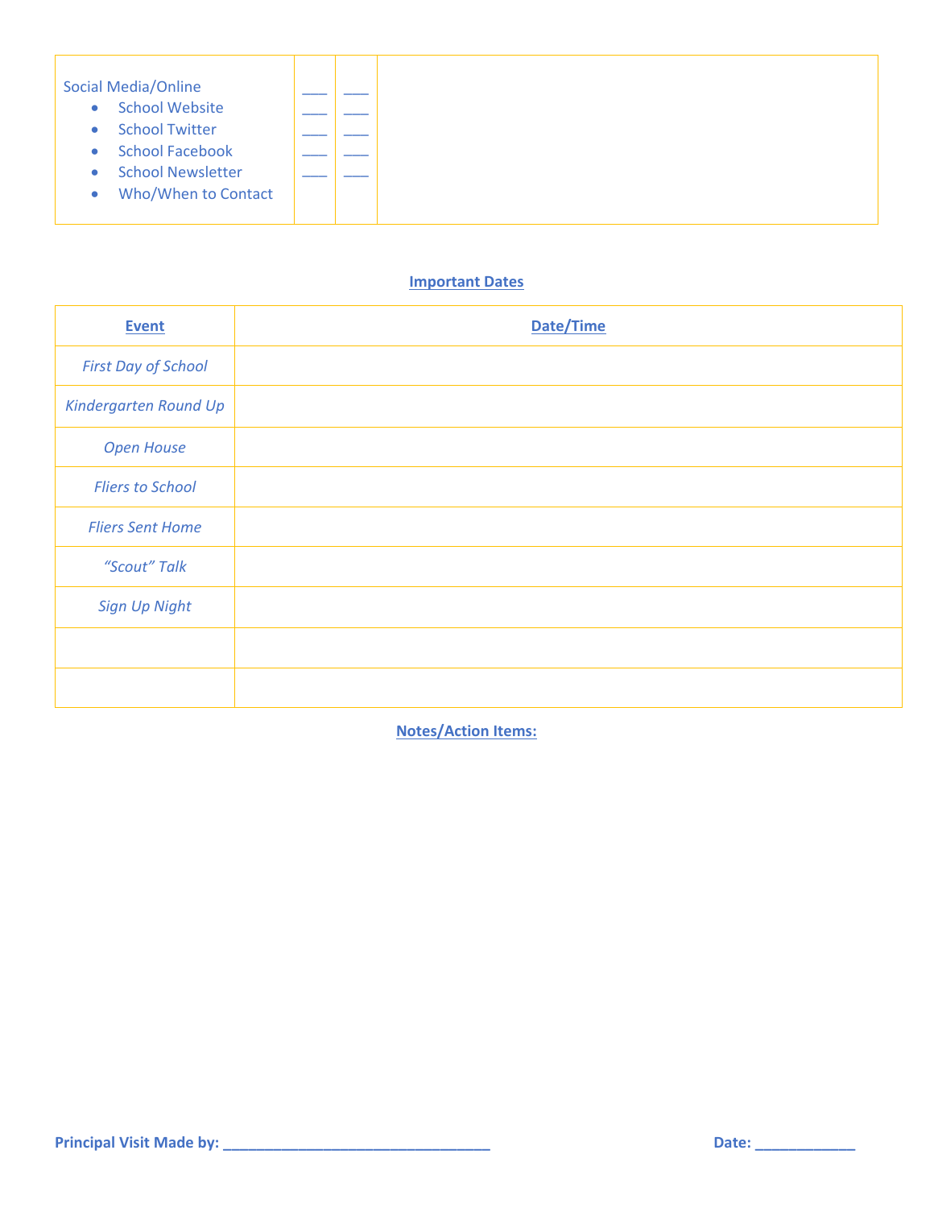| | | | |
|---|---|---|---|
| Social Media/Online<br>• School Website<br>• School Twitter<br>• School Facebook<br>• School Newsletter<br>• Who/When to Contact | ___<br>___<br>___<br>___<br>___ | ___<br>___<br>___<br>___<br>___ | |

**Important Dates**

| **Event** | **Date/Time** |
|---|---|
| *First Day of School* | |
| *Kindergarten Round Up* | |
| *Open House* | |
| *Fliers to School* | |
| *Fliers Sent Home* | |
| *"Scout" Talk* | |
| *Sign Up Night* | |
| | |
| | |

**Notes/Action Items:**

**Principal Visit Made by: ________________________________** **Date: ____________**